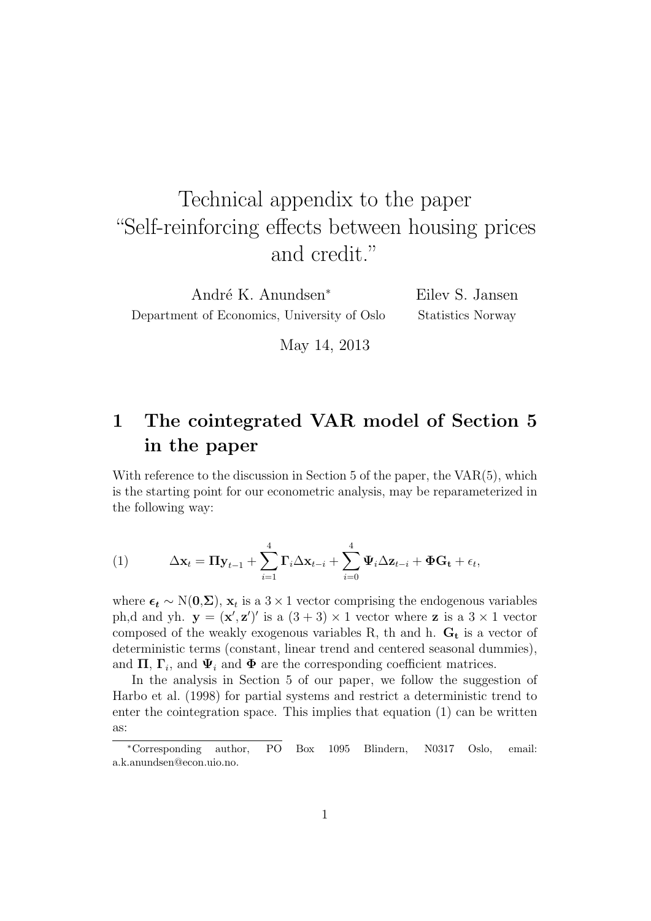# Technical appendix to the paper "Self-reinforcing effects between housing prices and credit."

André K. Anundsen[*]
Department of Economics, University of Oslo

Eilev S. Jansen
Statistics Norway

May 14, 2013

## 1 The cointegrated VAR model of Section 5 in the paper

With reference to the discussion in Section 5 of the paper, the VAR(5), which is the starting point for our econometric analysis, may be reparameterized in the following way:

$$
\Delta \mathbf{x}_t = \mathbf{\Pi} \mathbf{y}_{t-1} + \sum_{i=1}^{4} \mathbf{\Gamma}_i \Delta \mathbf{x}_{t-i} + \sum_{i=0}^{4} \mathbf{\Psi}_i \Delta \mathbf{z}_{t-i} + \mathbf{\Phi} \mathbf{G_t} + \epsilon_t, \tag{1}
$$

where $\boldsymbol{\epsilon_t} \sim \mathrm{N}(\mathbf{0},\mathbf{\Sigma})$, $\mathbf{x}_t$ is a $3 \times 1$ vector comprising the endogenous variables ph,d and yh. $\mathbf{y} = (\mathbf{x}', \mathbf{z}')'$ is a $(3+3) \times 1$ vector where $\mathbf{z}$ is a $3 \times 1$ vector composed of the weakly exogenous variables R, th and h. $\mathbf{G_t}$ is a vector of deterministic terms (constant, linear trend and centered seasonal dummies), and $\mathbf{\Pi}$, $\mathbf{\Gamma}_i$, and $\mathbf{\Psi}_i$ and $\mathbf{\Phi}$ are the corresponding coefficient matrices.

In the analysis in Section 5 of our paper, we follow the suggestion of Harbo et al. (1998) for partial systems and restrict a deterministic trend to enter the cointegration space. This implies that equation (1) can be written as:

[*]Corresponding author, PO Box 1095 Blindern, N0317 Oslo, email: a.k.anundsen@econ.uio.no.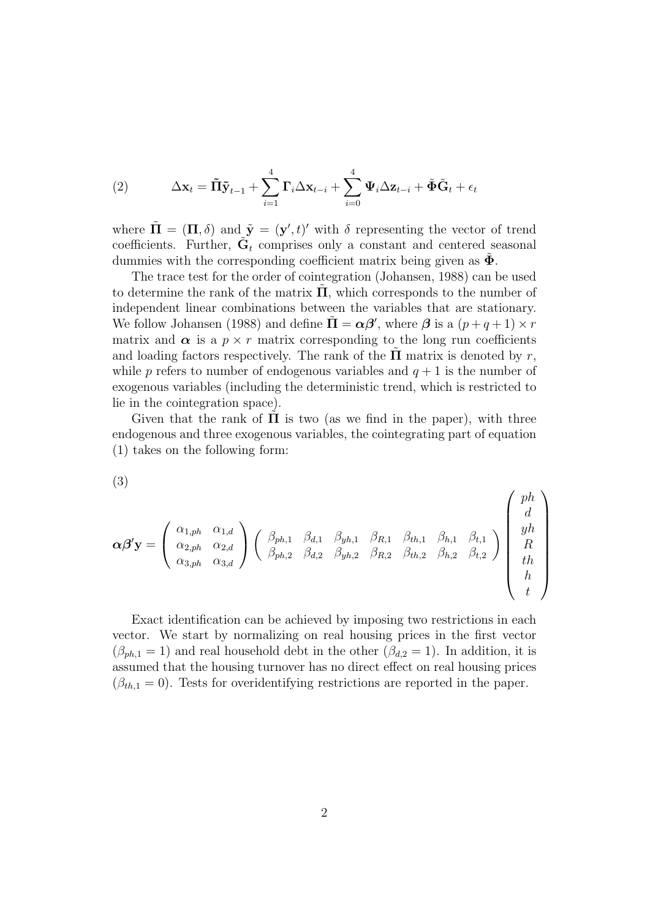$$\Delta \mathbf{x}_t = \tilde{\mathbf{\Pi}} \tilde{\mathbf{y}}_{t-1} + \sum_{i=1}^{4} \mathbf{\Gamma}_i \Delta \mathbf{x}_{t-i} + \sum_{i=0}^{4} \mathbf{\Psi}_i \Delta \mathbf{z}_{t-i} + \tilde{\mathbf{\Phi}} \tilde{\mathbf{G}}_t + \epsilon_t \tag{2}$$

where $\tilde{\mathbf{\Pi}} = (\mathbf{\Pi}, \delta)$ and $\tilde{\mathbf{y}} = (\mathbf{y}', t)'$ with $\delta$ representing the vector of trend coefficients. Further, $\tilde{\mathbf{G}}_t$ comprises only a constant and centered seasonal dummies with the corresponding coefficient matrix being given as $\tilde{\mathbf{\Phi}}$.

The trace test for the order of cointegration (Johansen, 1988) can be used to determine the rank of the matrix $\tilde{\mathbf{\Pi}}$, which corresponds to the number of independent linear combinations between the variables that are stationary. We follow Johansen (1988) and define $\tilde{\mathbf{\Pi}} = \boldsymbol{\alpha}\boldsymbol{\beta}'$, where $\boldsymbol{\beta}$ is a $(p+q+1) \times r$ matrix and $\boldsymbol{\alpha}$ is a $p \times r$ matrix corresponding to the long run coefficients and loading factors respectively. The rank of the $\tilde{\mathbf{\Pi}}$ matrix is denoted by $r$, while $p$ refers to number of endogenous variables and $q+1$ is the number of exogenous variables (including the deterministic trend, which is restricted to lie in the cointegration space).

Given that the rank of $\tilde{\mathbf{\Pi}}$ is two (as we find in the paper), with three endogenous and three exogenous variables, the cointegrating part of equation (1) takes on the following form:

$$\boldsymbol{\alpha}\boldsymbol{\beta}'\mathbf{y} = \begin{pmatrix} \alpha_{1,ph} & \alpha_{1,d} \\ \alpha_{2,ph} & \alpha_{2,d} \\ \alpha_{3,ph} & \alpha_{3,d} \end{pmatrix} \begin{pmatrix} \beta_{ph,1} & \beta_{d,1} & \beta_{yh,1} & \beta_{R,1} & \beta_{th,1} & \beta_{h,1} & \beta_{t,1} \\ \beta_{ph,2} & \beta_{d,2} & \beta_{yh,2} & \beta_{R,2} & \beta_{th,2} & \beta_{h,2} & \beta_{t,2} \end{pmatrix} \begin{pmatrix} ph \\ d \\ yh \\ R \\ th \\ h \\ t \end{pmatrix} \tag{3}$$

Exact identification can be achieved by imposing two restrictions in each vector. We start by normalizing on real housing prices in the first vector ($\beta_{ph,1} = 1$) and real household debt in the other ($\beta_{d,2} = 1$). In addition, it is assumed that the housing turnover has no direct effect on real housing prices ($\beta_{th,1} = 0$). Tests for overidentifying restrictions are reported in the paper.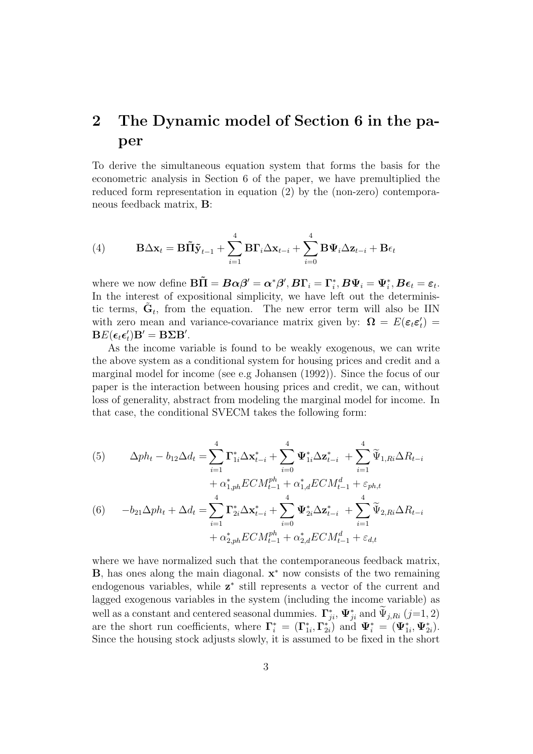## 2 The Dynamic model of Section 6 in the paper

To derive the simultaneous equation system that forms the basis for the econometric analysis in Section 6 of the paper, we have premultiplied the reduced form representation in equation (2) by the (non-zero) contemporaneous feedback matrix, $\mathbf{B}$:

$$
\mathbf{B}\Delta\mathbf{x}_t = \mathbf{B}\tilde{\mathbf{\Pi}}\tilde{\mathbf{y}}_{t-1} + \sum_{i=1}^{4}\mathbf{B}\mathbf{\Gamma}_i\Delta\mathbf{x}_{t-i} + \sum_{i=0}^{4}\mathbf{B}\mathbf{\Psi}_i\Delta\mathbf{z}_{t-i} + \mathbf{B}\epsilon_t \tag{4}
$$

where we now define $\mathbf{B}\tilde{\mathbf{\Pi}} = \boldsymbol{B\alpha\beta}' = \boldsymbol{\alpha}^*\boldsymbol{\beta}', \boldsymbol{B\Gamma}_i = \mathbf{\Gamma}_i^*, \boldsymbol{B\Psi}_i = \mathbf{\Psi}_i^*, \boldsymbol{B\epsilon}_t = \boldsymbol{\varepsilon}_t$. In the interest of expositional simplicity, we have left out the deterministic terms, $\tilde{\mathbf{G}}_t$, from the equation. The new error term will also be IIN with zero mean and variance-covariance matrix given by: $\mathbf{\Omega} = E(\boldsymbol{\varepsilon}_t\boldsymbol{\varepsilon}_t') = \mathbf{B}E(\boldsymbol{\epsilon}_t\boldsymbol{\epsilon}_t')\mathbf{B}' = \mathbf{B\Sigma B}'$.

As the income variable is found to be weakly exogenous, we can write the above system as a conditional system for housing prices and credit and a marginal model for income (see e.g Johansen (1992)). Since the focus of our paper is the interaction between housing prices and credit, we can, without loss of generality, abstract from modeling the marginal model for income. In that case, the conditional SVECM takes the following form:

$$
\begin{aligned}
\Delta ph_t - b_{12}\Delta d_t = & \sum_{i=1}^{4}\mathbf{\Gamma}_{1i}^*\Delta\mathbf{x}_{t-i}^* + \sum_{i=0}^{4}\mathbf{\Psi}_{1i}^*\Delta\mathbf{z}_{t-i}^* + \sum_{i=1}^{4}\widetilde{\Psi}_{1,Ri}\Delta R_{t-i} \\
& + \alpha_{1,ph}^* ECM_{t-1}^{ph} + \alpha_{1,d}^* ECM_{t-1}^{d} + \varepsilon_{ph,t}
\end{aligned} \tag{5}
$$

$$
\begin{aligned}
-b_{21}\Delta ph_t + \Delta d_t = & \sum_{i=1}^{4}\mathbf{\Gamma}_{2i}^*\Delta\mathbf{x}_{t-i}^* + \sum_{i=0}^{4}\mathbf{\Psi}_{2i}^*\Delta\mathbf{z}_{t-i}^* + \sum_{i=1}^{4}\widetilde{\Psi}_{2,Ri}\Delta R_{t-i} \\
& + \alpha_{2,ph}^* ECM_{t-1}^{ph} + \alpha_{2,d}^* ECM_{t-1}^{d} + \varepsilon_{d,t}
\end{aligned} \tag{6}
$$

where we have normalized such that the contemporaneous feedback matrix, $\mathbf{B}$, has ones along the main diagonal. $\mathbf{x}^*$ now consists of the two remaining endogenous variables, while $\mathbf{z}^*$ still represents a vector of the current and lagged exogenous variables in the system (including the income variable) as well as a constant and centered seasonal dummies. $\mathbf{\Gamma}_{ji}^*$, $\mathbf{\Psi}_{ji}^*$ and $\widetilde{\Psi}_{j,Ri}$ ($j$=1, 2) are the short run coefficients, where $\mathbf{\Gamma}_i^* = (\mathbf{\Gamma}_{1i}^*, \mathbf{\Gamma}_{2i}^*)$ and $\mathbf{\Psi}_i^* = (\mathbf{\Psi}_{1i}^*, \mathbf{\Psi}_{2i}^*)$. Since the housing stock adjusts slowly, it is assumed to be fixed in the short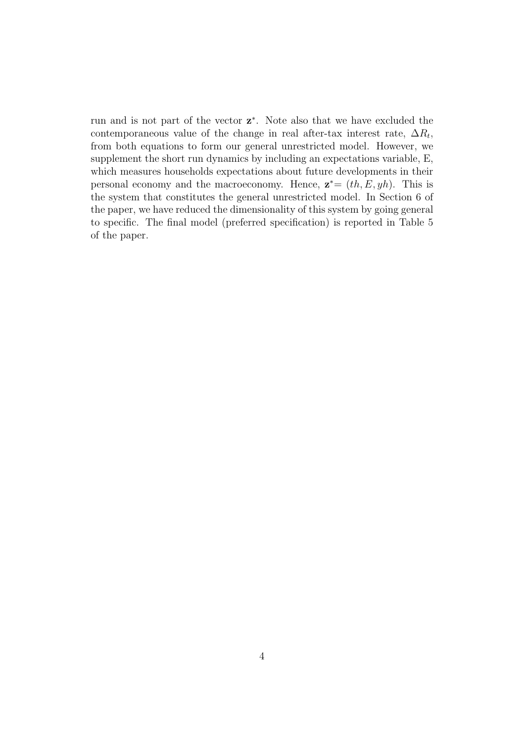run and is not part of the vector $\mathbf{z}^*$. Note also that we have excluded the contemporaneous value of the change in real after-tax interest rate, $\Delta R_t$, from both equations to form our general unrestricted model. However, we supplement the short run dynamics by including an expectations variable, E, which measures households expectations about future developments in their personal economy and the macroeconomy. Hence, $\mathbf{z}^* = (th, E, yh)$. This is the system that constitutes the general unrestricted model. In Section 6 of the paper, we have reduced the dimensionality of this system by going general to specific. The final model (preferred specification) is reported in Table 5 of the paper.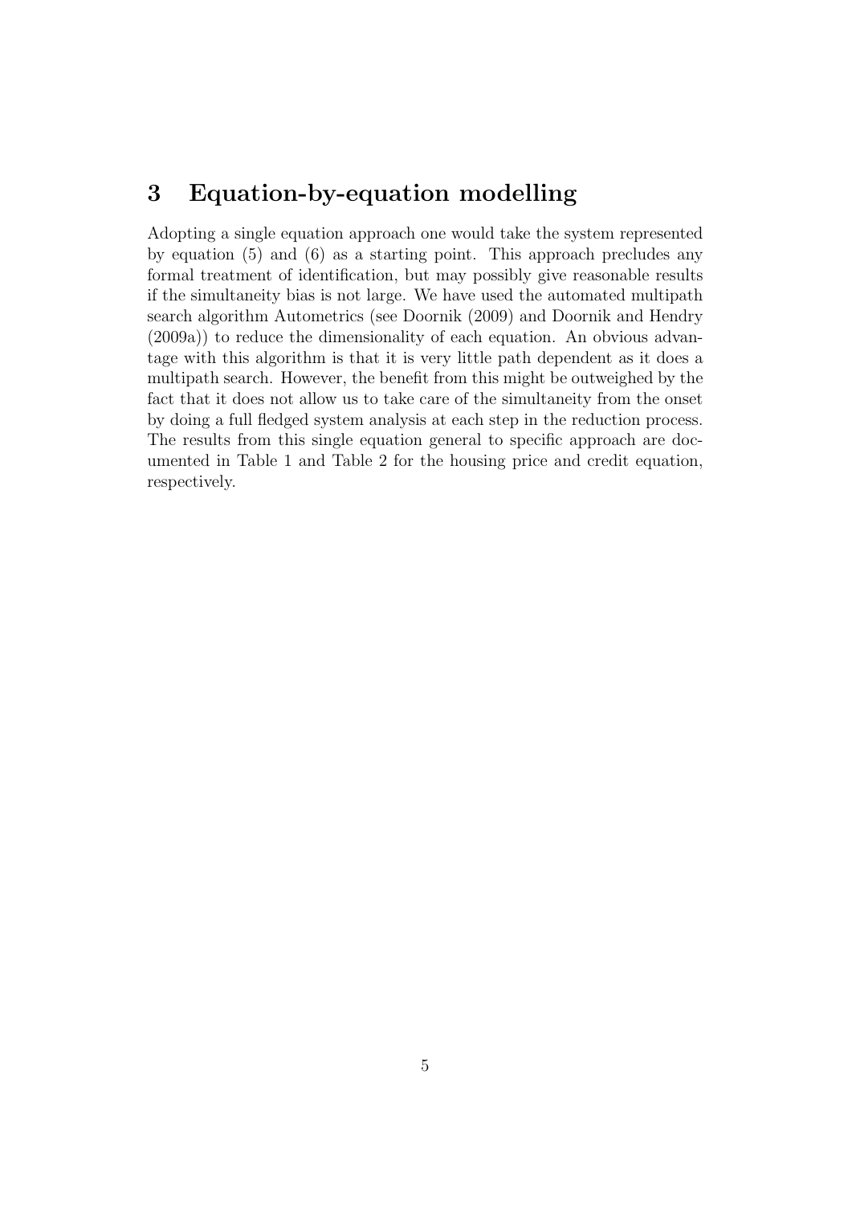## 3 Equation-by-equation modelling

Adopting a single equation approach one would take the system represented by equation (5) and (6) as a starting point. This approach precludes any formal treatment of identification, but may possibly give reasonable results if the simultaneity bias is not large. We have used the automated multipath search algorithm Autometrics (see Doornik (2009) and Doornik and Hendry (2009a)) to reduce the dimensionality of each equation. An obvious advantage with this algorithm is that it is very little path dependent as it does a multipath search. However, the benefit from this might be outweighed by the fact that it does not allow us to take care of the simultaneity from the onset by doing a full fledged system analysis at each step in the reduction process. The results from this single equation general to specific approach are documented in Table 1 and Table 2 for the housing price and credit equation, respectively.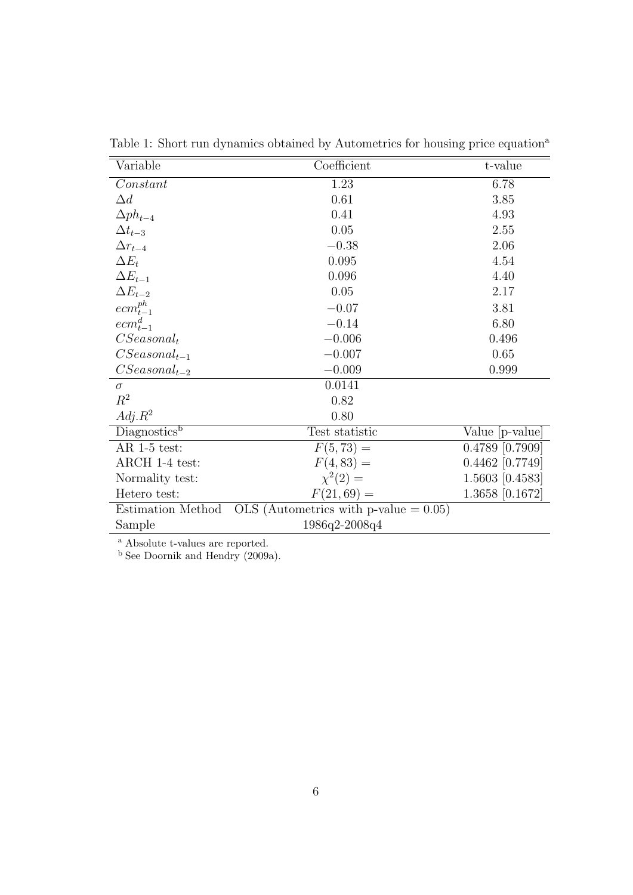Table 1: Short run dynamics obtained by Autometrics for housing price equation[a]

| Variable | Coefficient | t-value |
|---|---|---|
| $Constant$ | 1.23 | 6.78 |
| $\Delta d$ | 0.61 | 3.85 |
| $\Delta ph_{t-4}$ | 0.41 | 4.93 |
| $\Delta t_{t-3}$ | 0.05 | 2.55 |
| $\Delta r_{t-4}$ | $-0.38$ | 2.06 |
| $\Delta E_t$ | 0.095 | 4.54 |
| $\Delta E_{t-1}$ | 0.096 | 4.40 |
| $\Delta E_{t-2}$ | 0.05 | 2.17 |
| $ecm^{ph}_{t-1}$ | $-0.07$ | 3.81 |
| $ecm^{d}_{t-1}$ | $-0.14$ | 6.80 |
| $CSeasonal_t$ | $-0.006$ | 0.496 |
| $CSeasonal_{t-1}$ | $-0.007$ | 0.65 |
| $CSeasonal_{t-2}$ | $-0.009$ | 0.999 |
| $\sigma$ | 0.0141 | |
| $R^2$ | 0.82 | |
| $Adj.R^2$ | 0.80 | |
| Diagnostics[b] | Test statistic | Value [p-value] |
| AR 1-5 test: | $F(5,73) =$ | 0.4789 [0.7909] |
| ARCH 1-4 test: | $F(4,83) =$ | 0.4462 [0.7749] |
| Normality test: | $\chi^2(2) =$ | 1.5603 [0.4583] |
| Hetero test: | $F(21,69) =$ | 1.3658 [0.1672] |
| Estimation Method | OLS (Autometrics with p-value = 0.05) | |
| Sample | 1986q2-2008q4 | |

[a] Absolute t-values are reported.

[b] See Doornik and Hendry (2009a).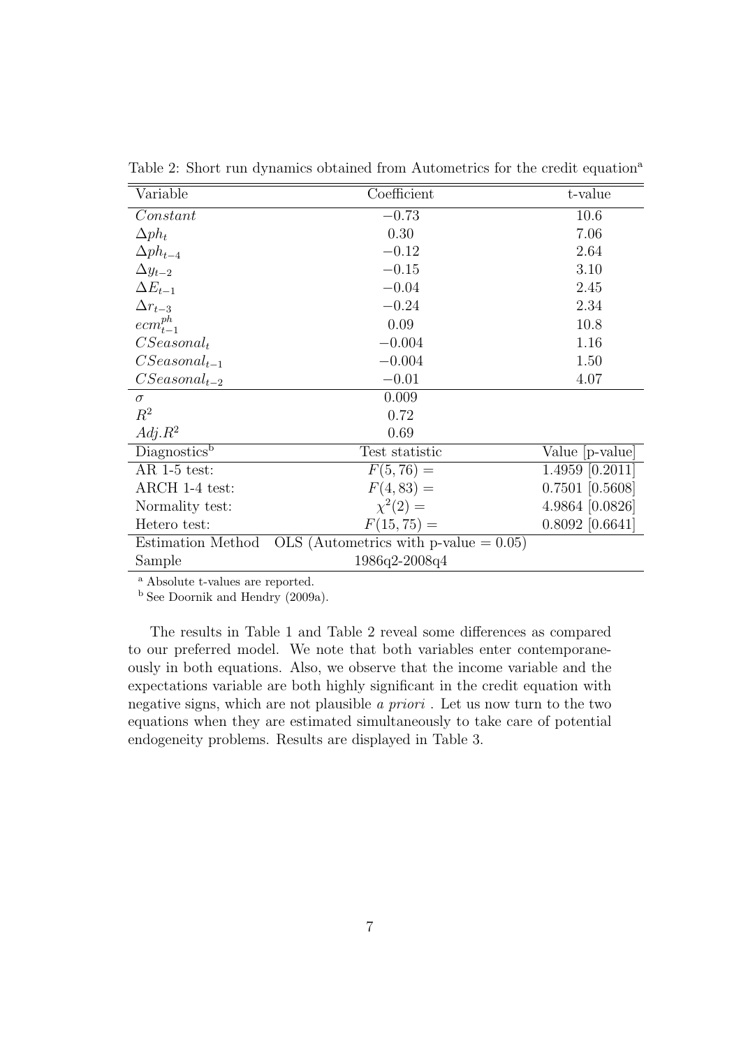Table 2: Short run dynamics obtained from Autometrics for the credit equation[a]

| Variable | Coefficient | t-value |
|---|---|---|
| $Constant$ | $-0.73$ | 10.6 |
| $\Delta ph_t$ | 0.30 | 7.06 |
| $\Delta ph_{t-4}$ | $-0.12$ | 2.64 |
| $\Delta y_{t-2}$ | $-0.15$ | 3.10 |
| $\Delta E_{t-1}$ | $-0.04$ | 2.45 |
| $\Delta r_{t-3}$ | $-0.24$ | 2.34 |
| $ecm^{ph}_{t-1}$ | 0.09 | 10.8 |
| $CSeasonal_t$ | $-0.004$ | 1.16 |
| $CSeasonal_{t-1}$ | $-0.004$ | 1.50 |
| $CSeasonal_{t-2}$ | $-0.01$ | 4.07 |
| $\sigma$ | 0.009 | |
| $R^2$ | 0.72 | |
| $Adj.R^2$ | 0.69 | |
| Diagnostics[b] | Test statistic | Value [p-value] |
| AR 1-5 test: | $F(5, 76) =$ | 1.4959 [0.2011] |
| ARCH 1-4 test: | $F(4, 83) =$ | 0.7501 [0.5608] |
| Normality test: | $\chi^2(2) =$ | 4.9864 [0.0826] |
| Hetero test: | $F(15, 75) =$ | 0.8092 [0.6641] |
| Estimation Method | OLS (Autometrics with p-value = 0.05) | |
| Sample | 1986q2-2008q4 | |

[a] Absolute t-values are reported.

[b] See Doornik and Hendry (2009a).

The results in Table 1 and Table 2 reveal some differences as compared to our preferred model. We note that both variables enter contemporaneously in both equations. Also, we observe that the income variable and the expectations variable are both highly significant in the credit equation with negative signs, which are not plausible *a priori* . Let us now turn to the two equations when they are estimated simultaneously to take care of potential endogeneity problems. Results are displayed in Table 3.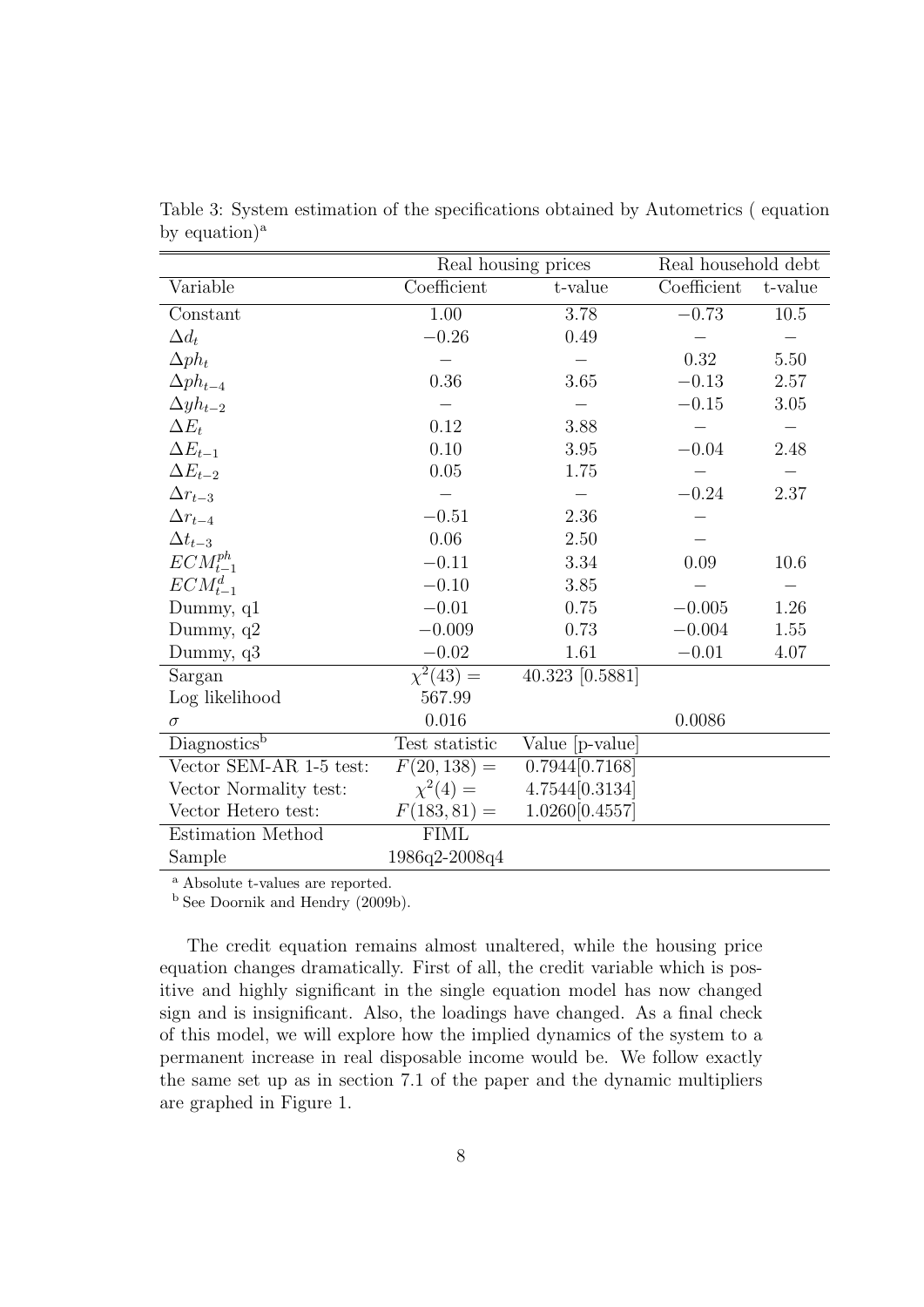Table 3: System estimation of the specifications obtained by Autometrics ( equation by equation)[a]

| | Real housing prices | | Real household debt | |
|---|---|---|---|---|
| Variable | Coefficient | t-value | Coefficient | t-value |
| Constant | 1.00 | 3.78 | $-0.73$ | 10.5 |
| $\Delta d_t$ | $-0.26$ | 0.49 | – | – |
| $\Delta ph_t$ | – | – | 0.32 | 5.50 |
| $\Delta ph_{t-4}$ | 0.36 | 3.65 | $-0.13$ | 2.57 |
| $\Delta yh_{t-2}$ | – | – | $-0.15$ | 3.05 |
| $\Delta E_t$ | 0.12 | 3.88 | – | – |
| $\Delta E_{t-1}$ | 0.10 | 3.95 | $-0.04$ | 2.48 |
| $\Delta E_{t-2}$ | 0.05 | 1.75 | – | – |
| $\Delta r_{t-3}$ | – | – | $-0.24$ | 2.37 |
| $\Delta r_{t-4}$ | $-0.51$ | 2.36 | – | |
| $\Delta t_{t-3}$ | 0.06 | 2.50 | – | |
| $ECM^{ph}_{t-1}$ | $-0.11$ | 3.34 | 0.09 | 10.6 |
| $ECM^{d}_{t-1}$ | $-0.10$ | 3.85 | – | – |
| Dummy, q1 | $-0.01$ | 0.75 | $-0.005$ | 1.26 |
| Dummy, q2 | $-0.009$ | 0.73 | $-0.004$ | 1.55 |
| Dummy, q3 | $-0.02$ | 1.61 | $-0.01$ | 4.07 |
| Sargan | $\chi^2(43) =$ | 40.323 [0.5881] | | |
| Log likelihood | 567.99 | | | |
| $\sigma$ | 0.016 | | 0.0086 | |
| Diagnostics[b] | Test statistic | Value [p-value] | | |
| Vector SEM-AR 1-5 test: | $F(20, 138) =$ | 0.7944[0.7168] | | |
| Vector Normality test: | $\chi^2(4) =$ | 4.7544[0.3134] | | |
| Vector Hetero test: | $F(183, 81) =$ | 1.0260[0.4557] | | |
| Estimation Method | FIML | | | |
| Sample | 1986q2-2008q4 | | | |

[a] Absolute t-values are reported.

[b] See Doornik and Hendry (2009b).

The credit equation remains almost unaltered, while the housing price equation changes dramatically. First of all, the credit variable which is positive and highly significant in the single equation model has now changed sign and is insignificant. Also, the loadings have changed. As a final check of this model, we will explore how the implied dynamics of the system to a permanent increase in real disposable income would be. We follow exactly the same set up as in section 7.1 of the paper and the dynamic multipliers are graphed in Figure 1.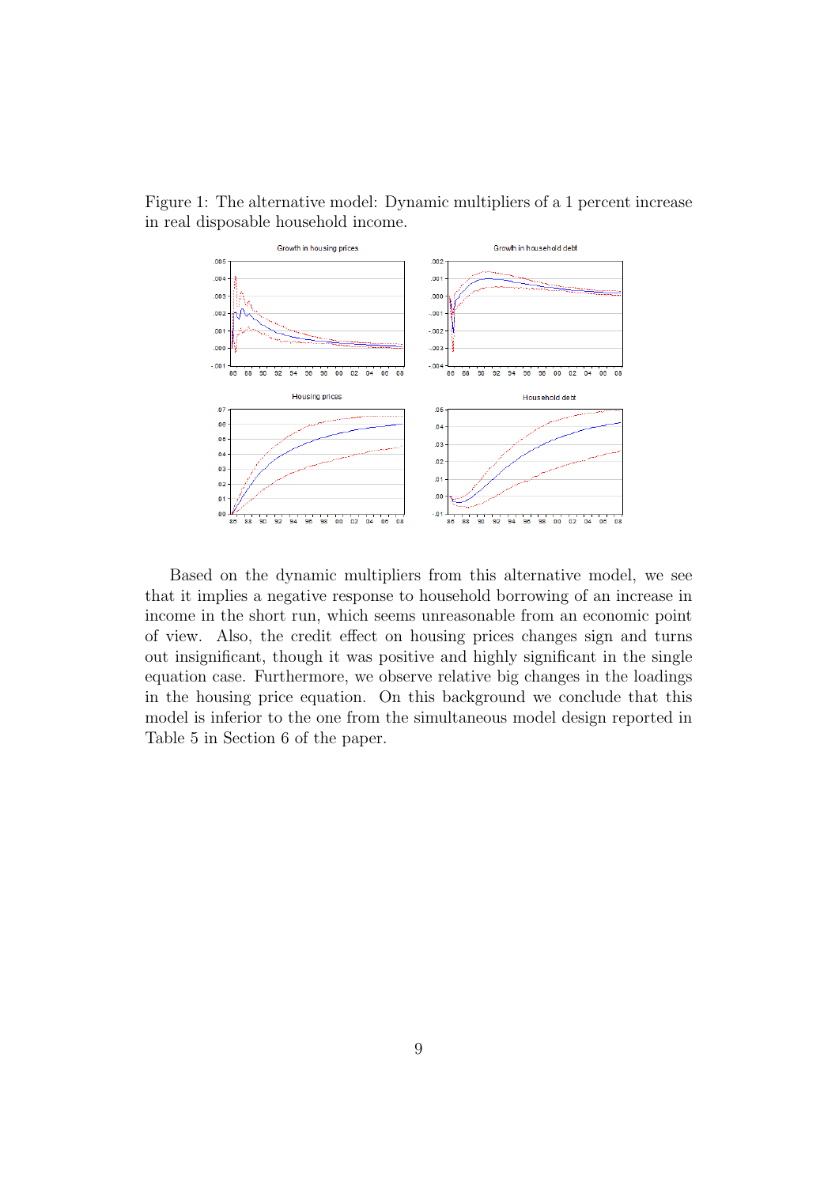Figure 1: The alternative model: Dynamic multipliers of a 1 percent increase in real disposable household income.

Based on the dynamic multipliers from this alternative model, we see that it implies a negative response to household borrowing of an increase in income in the short run, which seems unreasonable from an economic point of view. Also, the credit effect on housing prices changes sign and turns out insignificant, though it was positive and highly significant in the single equation case. Furthermore, we observe relative big changes in the loadings in the housing price equation. On this background we conclude that this model is inferior to the one from the simultaneous model design reported in Table 5 in Section 6 of the paper.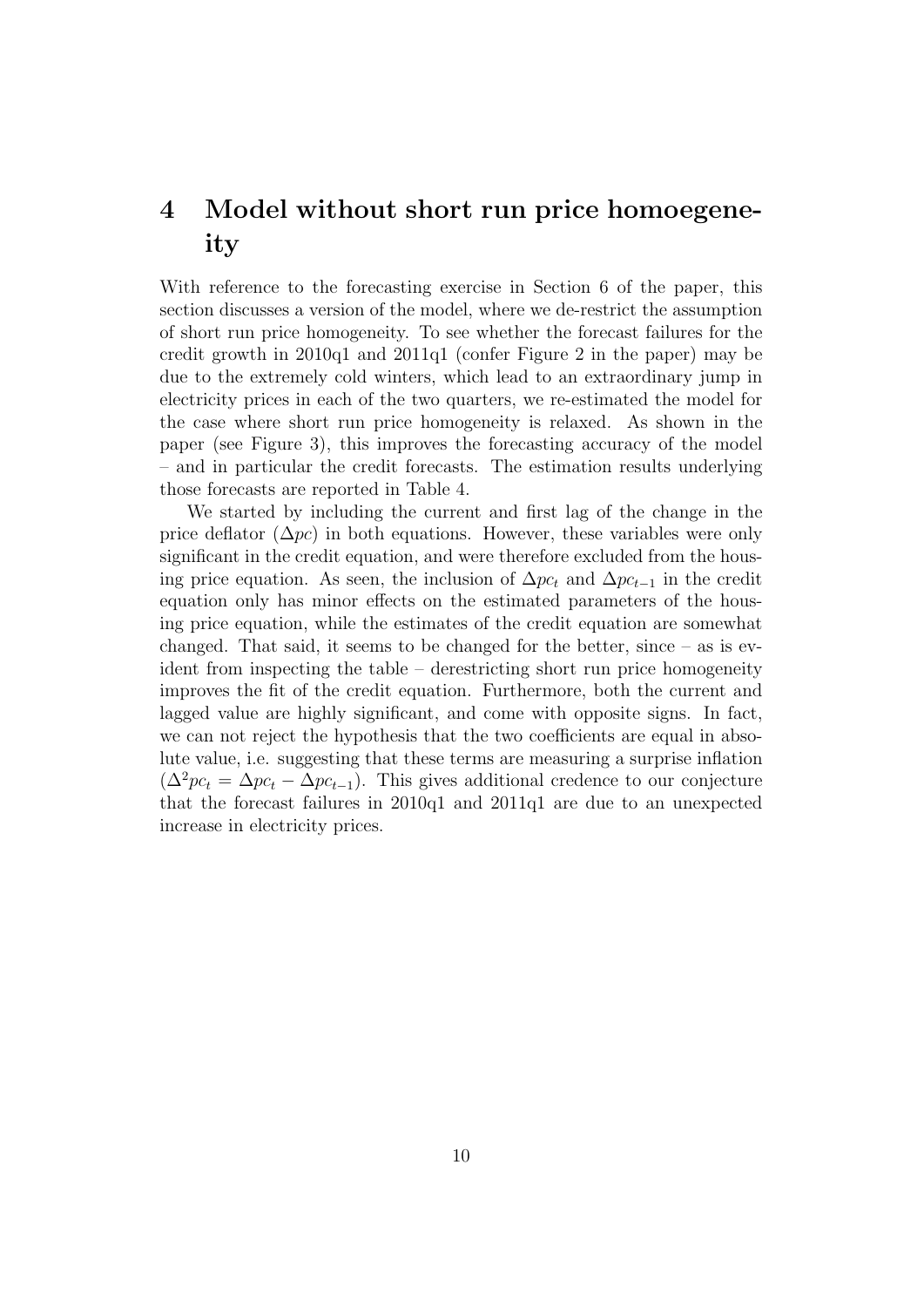# 4 Model without short run price homoegeneity

With reference to the forecasting exercise in Section 6 of the paper, this section discusses a version of the model, where we de-restrict the assumption of short run price homogeneity. To see whether the forecast failures for the credit growth in 2010q1 and 2011q1 (confer Figure 2 in the paper) may be due to the extremely cold winters, which lead to an extraordinary jump in electricity prices in each of the two quarters, we re-estimated the model for the case where short run price homogeneity is relaxed. As shown in the paper (see Figure 3), this improves the forecasting accuracy of the model – and in particular the credit forecasts. The estimation results underlying those forecasts are reported in Table 4.

We started by including the current and first lag of the change in the price deflator ($\Delta pc$) in both equations. However, these variables were only significant in the credit equation, and were therefore excluded from the housing price equation. As seen, the inclusion of $\Delta pc_t$ and $\Delta pc_{t-1}$ in the credit equation only has minor effects on the estimated parameters of the housing price equation, while the estimates of the credit equation are somewhat changed. That said, it seems to be changed for the better, since – as is evident from inspecting the table – derestricting short run price homogeneity improves the fit of the credit equation. Furthermore, both the current and lagged value are highly significant, and come with opposite signs. In fact, we can not reject the hypothesis that the two coefficients are equal in absolute value, i.e. suggesting that these terms are measuring a surprise inflation ($\Delta^2 pc_t = \Delta pc_t - \Delta pc_{t-1}$). This gives additional credence to our conjecture that the forecast failures in 2010q1 and 2011q1 are due to an unexpected increase in electricity prices.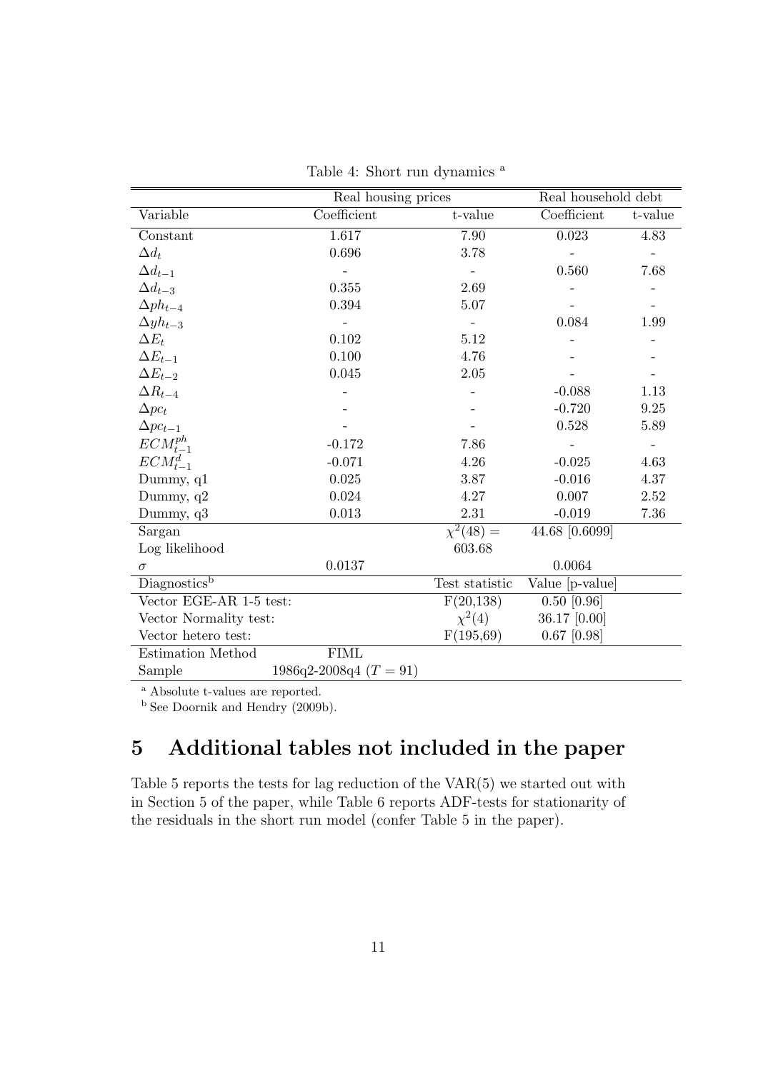Table 4: Short run dynamics [a]

| | Real housing prices | | Real household debt | |
|---|---|---|---|---|
| Variable | Coefficient | t-value | Coefficient | t-value |
| Constant | 1.617 | 7.90 | 0.023 | 4.83 |
| $\Delta d_t$ | 0.696 | 3.78 | - | - |
| $\Delta d_{t-1}$ | - | - | 0.560 | 7.68 |
| $\Delta d_{t-3}$ | 0.355 | 2.69 | - | - |
| $\Delta ph_{t-4}$ | 0.394 | 5.07 | - | - |
| $\Delta yh_{t-3}$ | - | - | 0.084 | 1.99 |
| $\Delta E_t$ | 0.102 | 5.12 | - | - |
| $\Delta E_{t-1}$ | 0.100 | 4.76 | - | - |
| $\Delta E_{t-2}$ | 0.045 | 2.05 | - | - |
| $\Delta R_{t-4}$ | - | - | -0.088 | 1.13 |
| $\Delta pc_t$ | - | - | -0.720 | 9.25 |
| $\Delta pc_{t-1}$ | - | - | 0.528 | 5.89 |
| $ECM^{ph}_{t-1}$ | -0.172 | 7.86 | - | - |
| $ECM^{d}_{t-1}$ | -0.071 | 4.26 | -0.025 | 4.63 |
| Dummy, q1 | 0.025 | 3.87 | -0.016 | 4.37 |
| Dummy, q2 | 0.024 | 4.27 | 0.007 | 2.52 |
| Dummy, q3 | 0.013 | 2.31 | -0.019 | 7.36 |
| Sargan | | $\chi^2(48) =$ | 44.68 [0.6099] | |
| Log likelihood | | 603.68 | | |
| $\sigma$ | 0.0137 | | 0.0064 | |
| Diagnostics[b] | | Test statistic | Value [p-value] | |
| Vector EGE-AR 1-5 test: | | F(20,138) | 0.50 [0.96] | |
| Vector Normality test: | | $\chi^2(4)$ | 36.17 [0.00] | |
| Vector hetero test: | | F(195,69) | 0.67 [0.98] | |
| Estimation Method | FIML | | | |
| Sample | 1986q2-2008q4 ($T = 91$) | | | |

[a] Absolute t-values are reported.
[b] See Doornik and Hendry (2009b).

# 5 Additional tables not included in the paper

Table 5 reports the tests for lag reduction of the VAR(5) we started out with in Section 5 of the paper, while Table 6 reports ADF-tests for stationarity of the residuals in the short run model (confer Table 5 in the paper).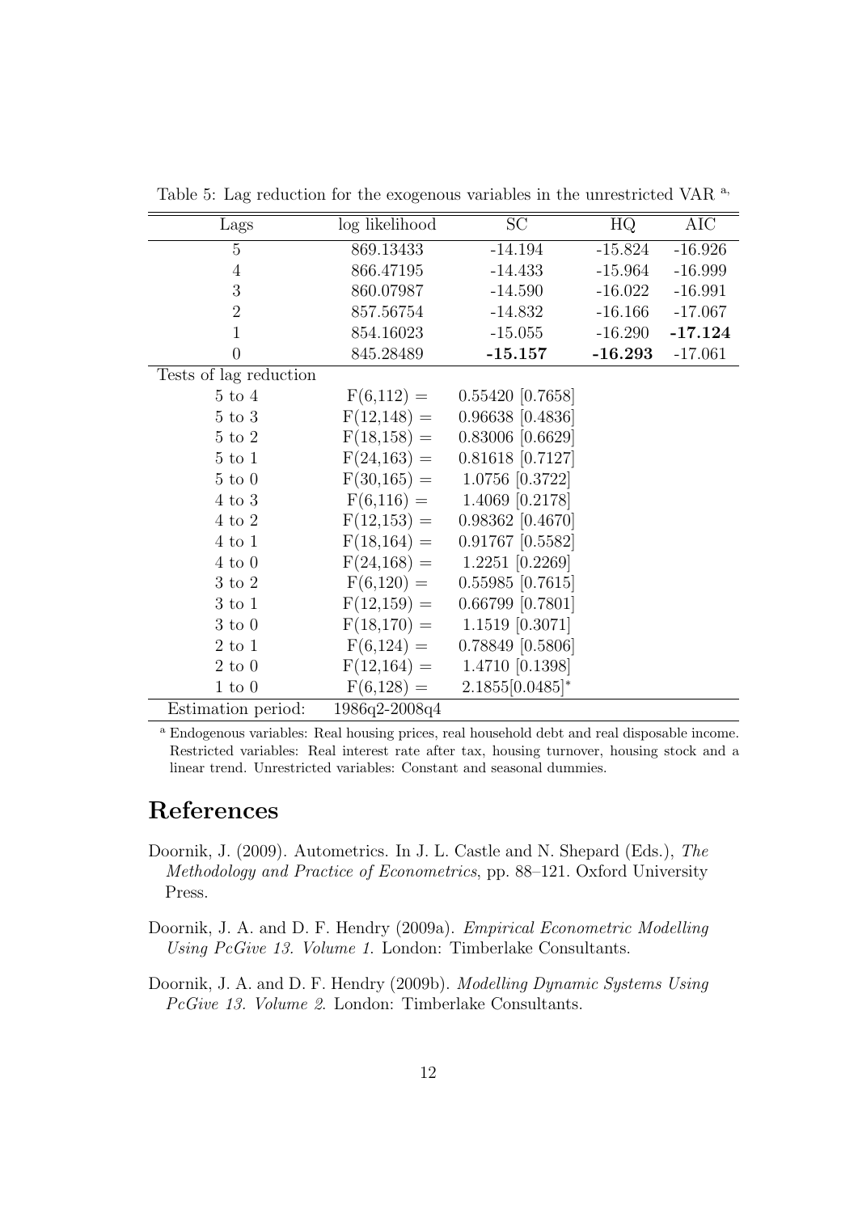Table 5: Lag reduction for the exogenous variables in the unrestricted VAR [a]

| Lags | log likelihood | SC | HQ | AIC |
|---|---|---|---|---|
| 5 | 869.13433 | -14.194 | -15.824 | -16.926 |
| 4 | 866.47195 | -14.433 | -15.964 | -16.999 |
| 3 | 860.07987 | -14.590 | -16.022 | -16.991 |
| 2 | 857.56754 | -14.832 | -16.166 | -17.067 |
| 1 | 854.16023 | -15.055 | -16.290 | **-17.124** |
| 0 | 845.28489 | **-15.157** | **-16.293** | -17.061 |
| Tests of lag reduction | | | | |
| 5 to 4 | $F(6,112) =$ | 0.55420 [0.7658] | | |
| 5 to 3 | $F(12,148) =$ | 0.96638 [0.4836] | | |
| 5 to 2 | $F(18,158) =$ | 0.83006 [0.6629] | | |
| 5 to 1 | $F(24,163) =$ | 0.81618 [0.7127] | | |
| 5 to 0 | $F(30,165) =$ | 1.0756 [0.3722] | | |
| 4 to 3 | $F(6,116) =$ | 1.4069 [0.2178] | | |
| 4 to 2 | $F(12,153) =$ | 0.98362 [0.4670] | | |
| 4 to 1 | $F(18,164) =$ | 0.91767 [0.5582] | | |
| 4 to 0 | $F(24,168) =$ | 1.2251 [0.2269] | | |
| 3 to 2 | $F(6,120) =$ | 0.55985 [0.7615] | | |
| 3 to 1 | $F(12,159) =$ | 0.66799 [0.7801] | | |
| 3 to 0 | $F(18,170) =$ | 1.1519 [0.3071] | | |
| 2 to 1 | $F(6,124) =$ | 0.78849 [0.5806] | | |
| 2 to 0 | $F(12,164) =$ | 1.4710 [0.1398] | | |
| 1 to 0 | $F(6,128) =$ | 2.1855[0.0485]* | | |
| Estimation period: | 1986q2-2008q4 | | | |

[a] Endogenous variables: Real housing prices, real household debt and real disposable income. Restricted variables: Real interest rate after tax, housing turnover, housing stock and a linear trend. Unrestricted variables: Constant and seasonal dummies.

# References

Doornik, J. (2009). Autometrics. In J. L. Castle and N. Shepard (Eds.), *The Methodology and Practice of Econometrics*, pp. 88–121. Oxford University Press.

Doornik, J. A. and D. F. Hendry (2009a). *Empirical Econometric Modelling Using PcGive 13. Volume 1.* London: Timberlake Consultants.

Doornik, J. A. and D. F. Hendry (2009b). *Modelling Dynamic Systems Using PcGive 13. Volume 2*. London: Timberlake Consultants.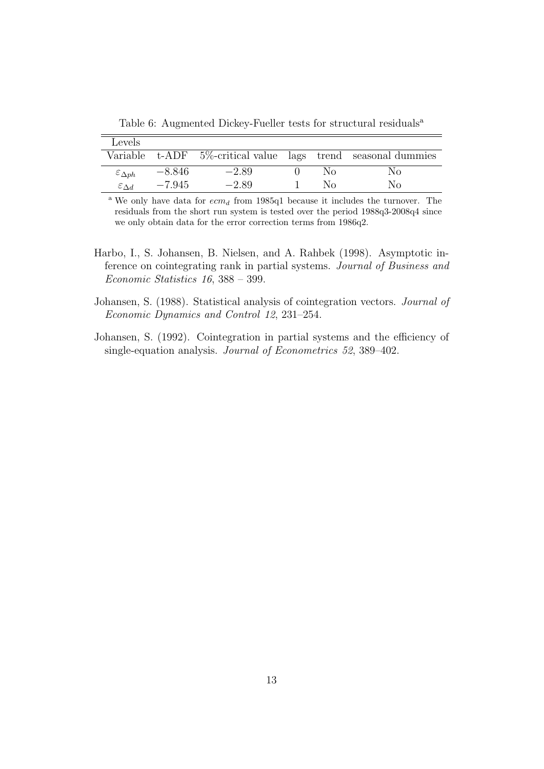Table 6: Augmented Dickey-Fueller tests for structural residuals[a]

| Levels | | | | | |
|---|---|---|---|---|---|
| Variable | t-ADF | 5%-critical value | lags | trend | seasonal dummies |
| $\varepsilon_{\Delta ph}$ | $-8.846$ | $-2.89$ | 0 | No | No |
| $\varepsilon_{\Delta d}$ | $-7.945$ | $-2.89$ | 1 | No | No |

[a] We only have data for $ecm_d$ from 1985q1 because it includes the turnover. The residuals from the short run system is tested over the period 1988q3-2008q4 since we only obtain data for the error correction terms from 1986q2.

Harbo, I., S. Johansen, B. Nielsen, and A. Rahbek (1998). Asymptotic inference on cointegrating rank in partial systems. *Journal of Business and Economic Statistics 16*, 388 – 399.

Johansen, S. (1988). Statistical analysis of cointegration vectors. *Journal of Economic Dynamics and Control 12*, 231–254.

Johansen, S. (1992). Cointegration in partial systems and the efficiency of single-equation analysis. *Journal of Econometrics 52*, 389–402.